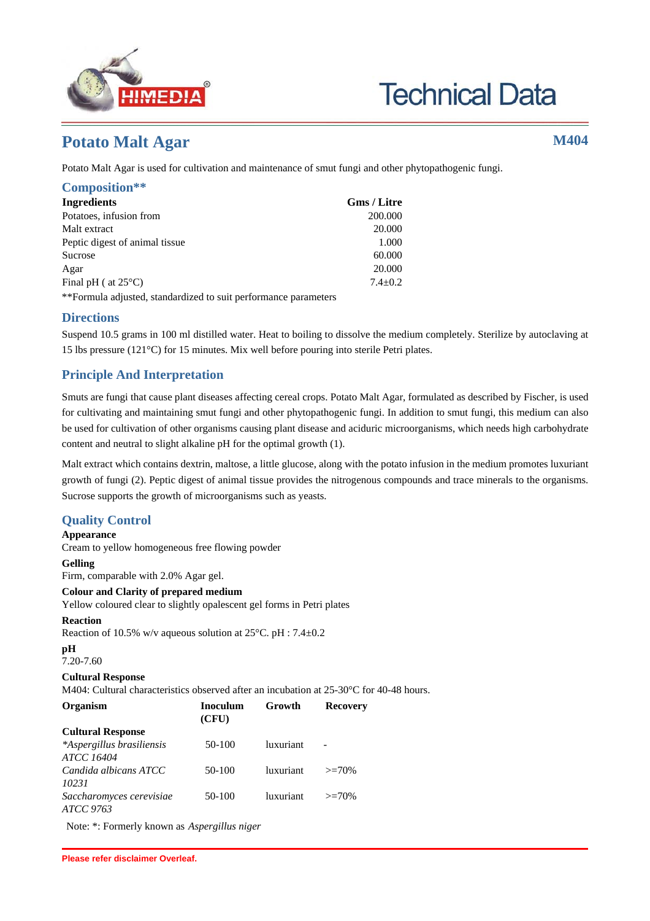# Potato Malt Agar

**M404**

Potato Malt Agar is used for cultivation and maintenance of smut fungi and other phytopathogenic fungi.

## Composition**

| Ingredients | Gms / Litre |
|---|---|
| Potatoes, infusion from | 200.000 |
| Malt extract | 20.000 |
| Peptic digest of animal tissue | 1.000 |
| Sucrose | 60.000 |
| Agar | 20.000 |
| Final pH ( at 25°C) | 7.4±0.2 |

**Formula adjusted, standardized to suit performance parameters

## Directions

Suspend 10.5 grams in 100 ml distilled water. Heat to boiling to dissolve the medium completely. Sterilize by autoclaving at 15 lbs pressure (121°C) for 15 minutes. Mix well before pouring into sterile Petri plates.

## Principle And Interpretation

Smuts are fungi that cause plant diseases affecting cereal crops. Potato Malt Agar, formulated as described by Fischer, is used for cultivating and maintaining smut fungi and other phytopathogenic fungi. In addition to smut fungi, this medium can also be used for cultivation of other organisms causing plant disease and aciduric microorganisms, which needs high carbohydrate content and neutral to slight alkaline pH for the optimal growth (1).

Malt extract which contains dextrin, maltose, a little glucose, along with the potato infusion in the medium promotes luxuriant growth of fungi (2). Peptic digest of animal tissue provides the nitrogenous compounds and trace minerals to the organisms. Sucrose supports the growth of microorganisms such as yeasts.

## Quality Control

**Appearance**
Cream to yellow homogeneous free flowing powder

**Gelling**
Firm, comparable with 2.0% Agar gel.

**Colour and Clarity of prepared medium**
Yellow coloured clear to slightly opalescent gel forms in Petri plates

**Reaction**
Reaction of 10.5% w/v aqueous solution at 25°C. pH : 7.4±0.2

**pH**
7.20-7.60

**Cultural Response**
M404: Cultural characteristics observed after an incubation at 25-30°C for 40-48 hours.

| Organism | Inoculum (CFU) | Growth | Recovery |
|---|---|---|---|
| **Cultural Response** | | | |
| **Aspergillus brasiliensis ATCC 16404* | 50-100 | luxuriant | - |
| *Candida albicans ATCC 10231* | 50-100 | luxuriant | >=70% |
| *Saccharomyces cerevisiae ATCC 9763* | 50-100 | luxuriant | >=70% |

Note: *: Formerly known as *Aspergillus niger*

Please refer disclaimer Overleaf.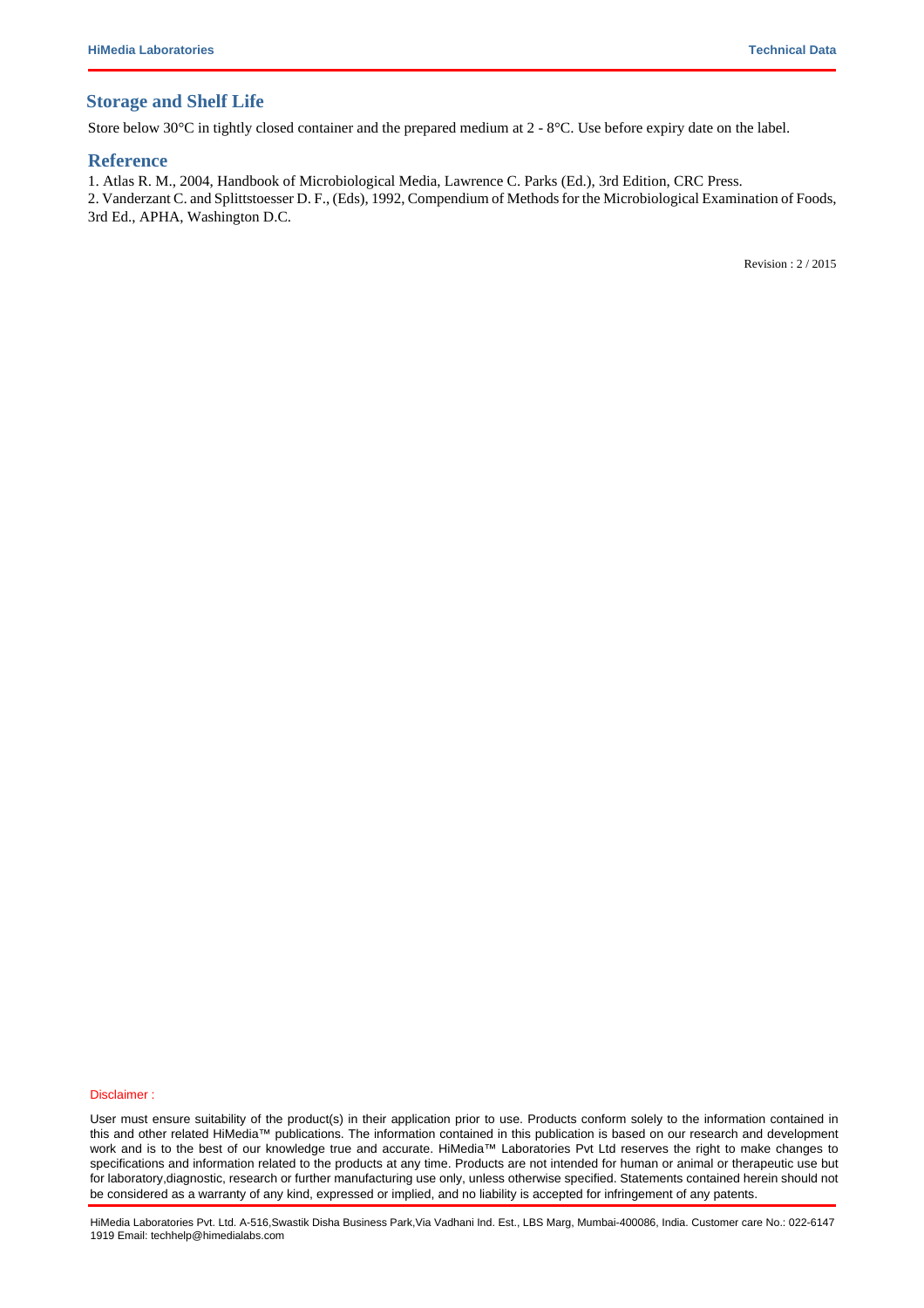## Storage and Shelf Life

Store below 30°C in tightly closed container and the prepared medium at 2 - 8°C. Use before expiry date on the label.

## Reference

1. Atlas R. M., 2004, Handbook of Microbiological Media, Lawrence C. Parks (Ed.), 3rd Edition, CRC Press.
2. Vanderzant C. and Splittstoesser D. F., (Eds), 1992, Compendium of Methods for the Microbiological Examination of Foods, 3rd Ed., APHA, Washington D.C.

Revision : 2 / 2015

Disclaimer :

User must ensure suitability of the product(s) in their application prior to use. Products conform solely to the information contained in this and other related HiMedia™ publications. The information contained in this publication is based on our research and development work and is to the best of our knowledge true and accurate. HiMedia™ Laboratories Pvt Ltd reserves the right to make changes to specifications and information related to the products at any time. Products are not intended for human or animal or therapeutic use but for laboratory,diagnostic, research or further manufacturing use only, unless otherwise specified. Statements contained herein should not be considered as a warranty of any kind, expressed or implied, and no liability is accepted for infringement of any patents.

HiMedia Laboratories Pvt. Ltd. A-516,Swastik Disha Business Park,Via Vadhani Ind. Est., LBS Marg, Mumbai-400086, India. Customer care No.: 022-6147 1919 Email: techhelp@himedialabs.com